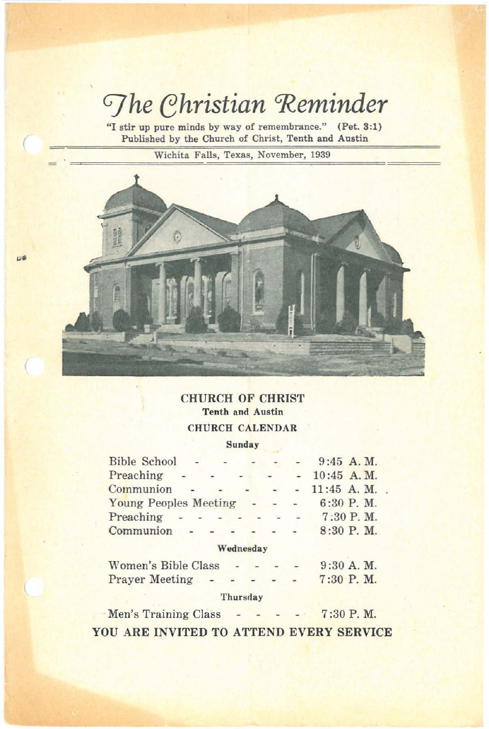# The Christian Reminder

"I stir up pure minds by way of remembrance." (Pet. 3:1)
Published by the Church of Christ, Tenth and Austin

Wichita Falls, Texas, November, 1939

## CHURCH OF CHRIST

**Tenth and Austin**

### CHURCH CALENDAR

**Sunday**

| | |
|---|---|
| Bible School | 9:45 A. M. |
| Preaching | 10:45 A. M. |
| Communion | 11:45 A. M. |
| Young Peoples Meeting | 6:30 P. M. |
| Preaching | 7:30 P. M. |
| Communion | 8:30 P. M. |

**Wednesday**

| | |
|---|---|
| Women's Bible Class | 9:30 A. M. |
| Prayer Meeting | 7:30 P. M. |

**Thursday**

| | |
|---|---|
| Men's Training Class | 7:30 P. M. |

**YOU ARE INVITED TO ATTEND EVERY SERVICE**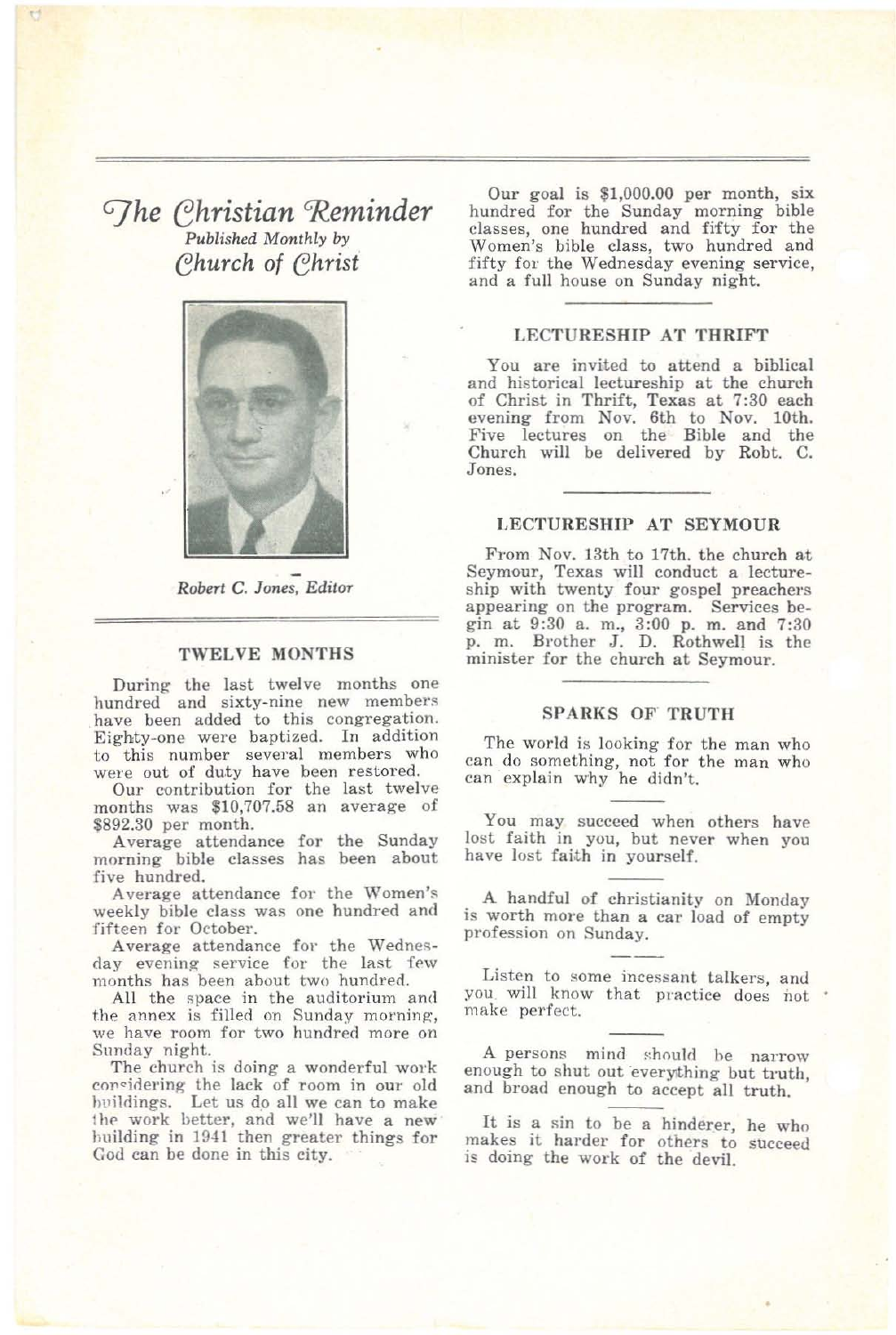# *The Christian Reminder*

*Published Monthly by*

*Church of Christ*

*Robert C. Jones, Editor*

## TWELVE MONTHS

During the last twelve months one hundred and sixty-nine new members have been added to this congregation. Eighty-one were baptized. In addition to this number several members who were out of duty have been restored.

Our contribution for the last twelve months was $10,707.58 an average of $892.30 per month.

Average attendance for the Sunday morning bible classes has been about five hundred.

Average attendance for the Women's weekly bible class was one hundred and fifteen for October.

Average attendance for the Wednesday evening service for the last few months has been about two hundred.

All the space in the auditorium and the annex is filled on Sunday morning, we have room for two hundred more on Sunday night.

The church is doing a wonderful work considering the lack of room in our old buildings. Let us do all we can to make the work better, and we'll have a new building in 1941 then greater things for God can be done in this city.

Our goal is $1,000.00 per month, six hundred for the Sunday morning bible classes, one hundred and fifty for the Women's bible class, two hundred and fifty for the Wednesday evening service, and a full house on Sunday night.

## LECTURESHIP AT THRIFT

You are invited to attend a biblical and historical lectureship at the church of Christ in Thrift, Texas at 7:30 each evening from Nov. 6th to Nov. 10th. Five lectures on the Bible and the Church will be delivered by Robt. C. Jones.

## LECTURESHIP AT SEYMOUR

From Nov. 13th to 17th. the church at Seymour, Texas will conduct a lectureship with twenty four gospel preachers appearing on the program. Services begin at 9:30 a. m., 3:00 p. m. and 7:30 p. m. Brother J. D. Rothwell is the minister for the church at Seymour.

## SPARKS OF TRUTH

The world is looking for the man who can do something, not for the man who can explain why he didn't.

You may succeed when others have lost faith in you, but never when you have lost faith in yourself.

A handful of christianity on Monday is worth more than a car load of empty profession on Sunday.

Listen to some incessant talkers, and you will know that practice does not make perfect.

A persons mind should be narrow enough to shut out everything but truth, and broad enough to accept all truth.

It is a sin to be a hinderer, he who makes it harder for others to succeed is doing the work of the devil.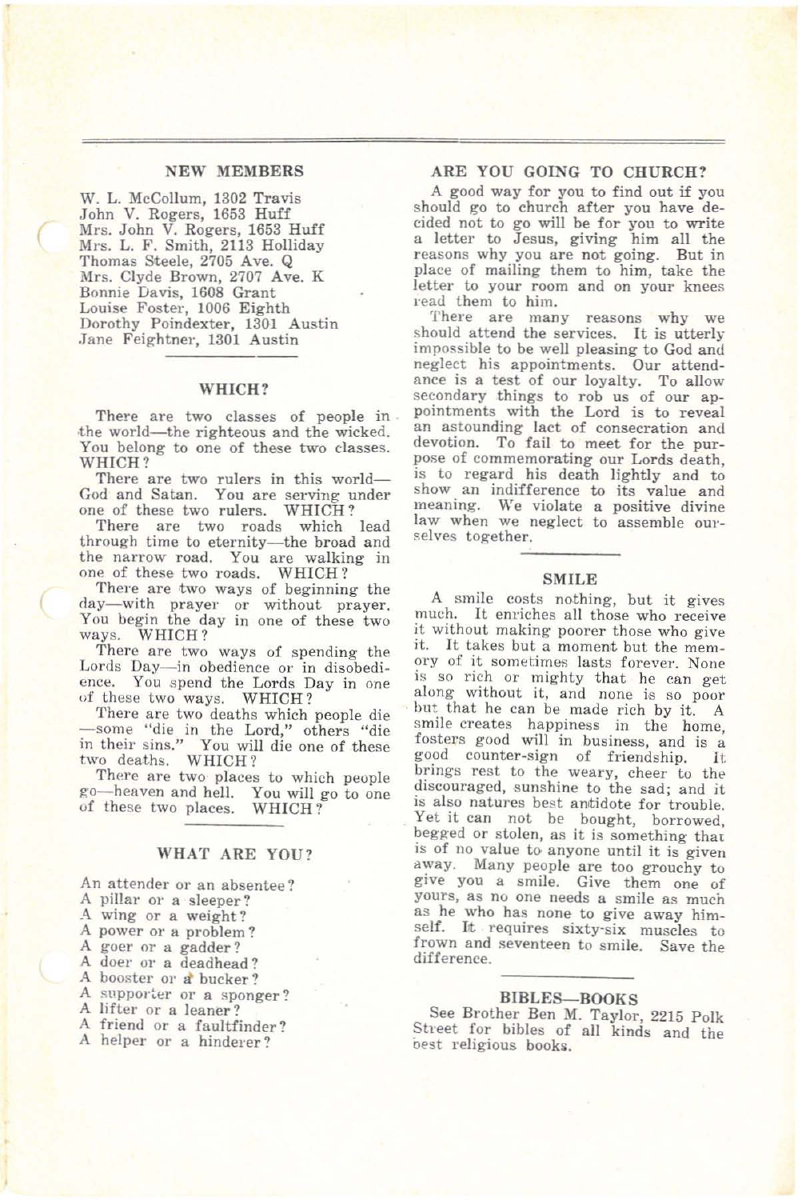## NEW MEMBERS

W. L. McCollum, 1302 Travis
John V. Rogers, 1653 Huff
Mrs. John V. Rogers, 1653 Huff
Mrs. L. F. Smith, 2113 Holliday
Thomas Steele, 2705 Ave. Q
Mrs. Clyde Brown, 2707 Ave. K
Bonnie Davis, 1608 Grant
Louise Foster, 1006 Eighth
Dorothy Poindexter, 1301 Austin
Jane Feightner, 1301 Austin

## WHICH?

There are two classes of people in the world—the righteous and the wicked. You belong to one of these two classes. WHICH?

There are two rulers in this world—God and Satan. You are serving under one of these two rulers. WHICH?

There are two roads which lead through time to eternity—the broad and the narrow road. You are walking in one of these two roads. WHICH?

There are two ways of beginning the day—with prayer or without prayer. You begin the day in one of these two ways. WHICH?

There are two ways of spending the Lords Day—in obedience or in disobedience. You spend the Lords Day in one of these two ways. WHICH?

There are two deaths which people die—some "die in the Lord," others "die in their sins." You will die one of these two deaths. WHICH?

There are two places to which people go—heaven and hell. You will go to one of these two places. WHICH?

## WHAT ARE YOU?

An attender or an absentee?
A pillar or a sleeper?
A wing or a weight?
A power or a problem?
A goer or a gadder?
A doer or a deadhead?
A booster or a bucker?
A supporter or a sponger?
A lifter or a leaner?
A friend or a faultfinder?
A helper or a hinderer?

## ARE YOU GOING TO CHURCH?

A good way for you to find out if you should go to church after you have decided not to go will be for you to write a letter to Jesus, giving him all the reasons why you are not going. But in place of mailing them to him, take the letter to your room and on your knees read them to him.

There are many reasons why we should attend the services. It is utterly impossible to be well pleasing to God and neglect his appointments. Our attendance is a test of our loyalty. To allow secondary things to rob us of our appointments with the Lord is to reveal an astounding lact of consecration and devotion. To fail to meet for the purpose of commemorating our Lords death, is to regard his death lightly and to show an indifference to its value and meaning. We violate a positive divine law when we neglect to assemble ourselves together.

## SMILE

A smile costs nothing, but it gives much. It enriches all those who receive it without making poorer those who give it. It takes but a moment but the memory of it sometimes lasts forever. None is so rich or mighty that he can get along without it, and none is so poor but that he can be made rich by it. A smile creates happiness in the home, fosters good will in business, and is a good counter-sign of friendship. It brings rest to the weary, cheer to the discouraged, sunshine to the sad; and it is also natures best antidote for trouble. Yet it can not be bought, borrowed, begged or stolen, as it is something that is of no value to anyone until it is given away. Many people are too grouchy to give you a smile. Give them one of yours, as no one needs a smile as much as he who has none to give away himself. It requires sixty-six muscles to frown and seventeen to smile. Save the difference.

## BIBLES—BOOKS

See Brother Ben M. Taylor, 2215 Polk Street for bibles of all kinds and the best religious books.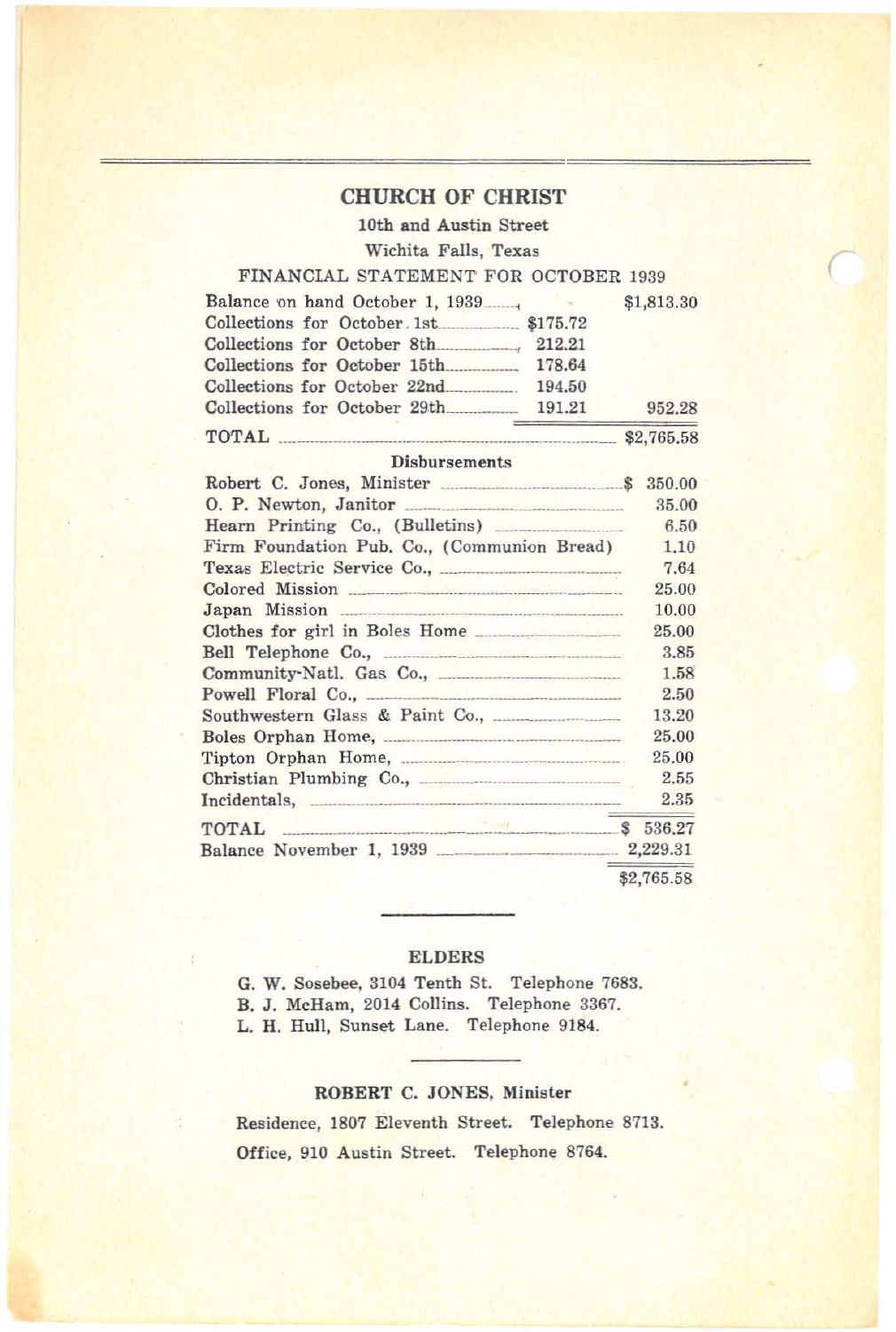## CHURCH OF CHRIST

10th and Austin Street

Wichita Falls, Texas

FINANCIAL STATEMENT FOR OCTOBER 1939

| | | |
|---|---|---|
| Balance on hand October 1, 1939 | | $1,813.30 |
| Collections for October 1st | $175.72 | |
| Collections for October 8th | 212.21 | |
| Collections for October 15th | 178.64 | |
| Collections for October 22nd | 194.50 | |
| Collections for October 29th | 191.21 | 952.28 |
| TOTAL | | $2,765.58 |

### Disbursements

| | |
|---|---|
| Robert C. Jones, Minister | $ 350.00 |
| O. P. Newton, Janitor | 35.00 |
| Hearn Printing Co., (Bulletins) | 6.50 |
| Firm Foundation Pub. Co., (Communion Bread) | 1.10 |
| Texas Electric Service Co., | 7.64 |
| Colored Mission | 25.00 |
| Japan Mission | 10.00 |
| Clothes for girl in Boles Home | 25.00 |
| Bell Telephone Co., | 3.85 |
| Community-Natl. Gas Co., | 1.58 |
| Powell Floral Co., | 2.50 |
| Southwestern Glass & Paint Co., | 13.20 |
| Boles Orphan Home, | 25.00 |
| Tipton Orphan Home, | 25.00 |
| Christian Plumbing Co., | 2.55 |
| Incidentals, | 2.35 |
| TOTAL | $ 536.27 |
| Balance November 1, 1939 | 2,229.31 |
| | $2,765.58 |

### ELDERS

G. W. Sosebee, 3104 Tenth St. Telephone 7683.
B. J. McHam, 2014 Collins. Telephone 3367.
L. H. Hull, Sunset Lane. Telephone 9184.

### ROBERT C. JONES, Minister

Residence, 1807 Eleventh Street. Telephone 8713.

Office, 910 Austin Street. Telephone 8764.